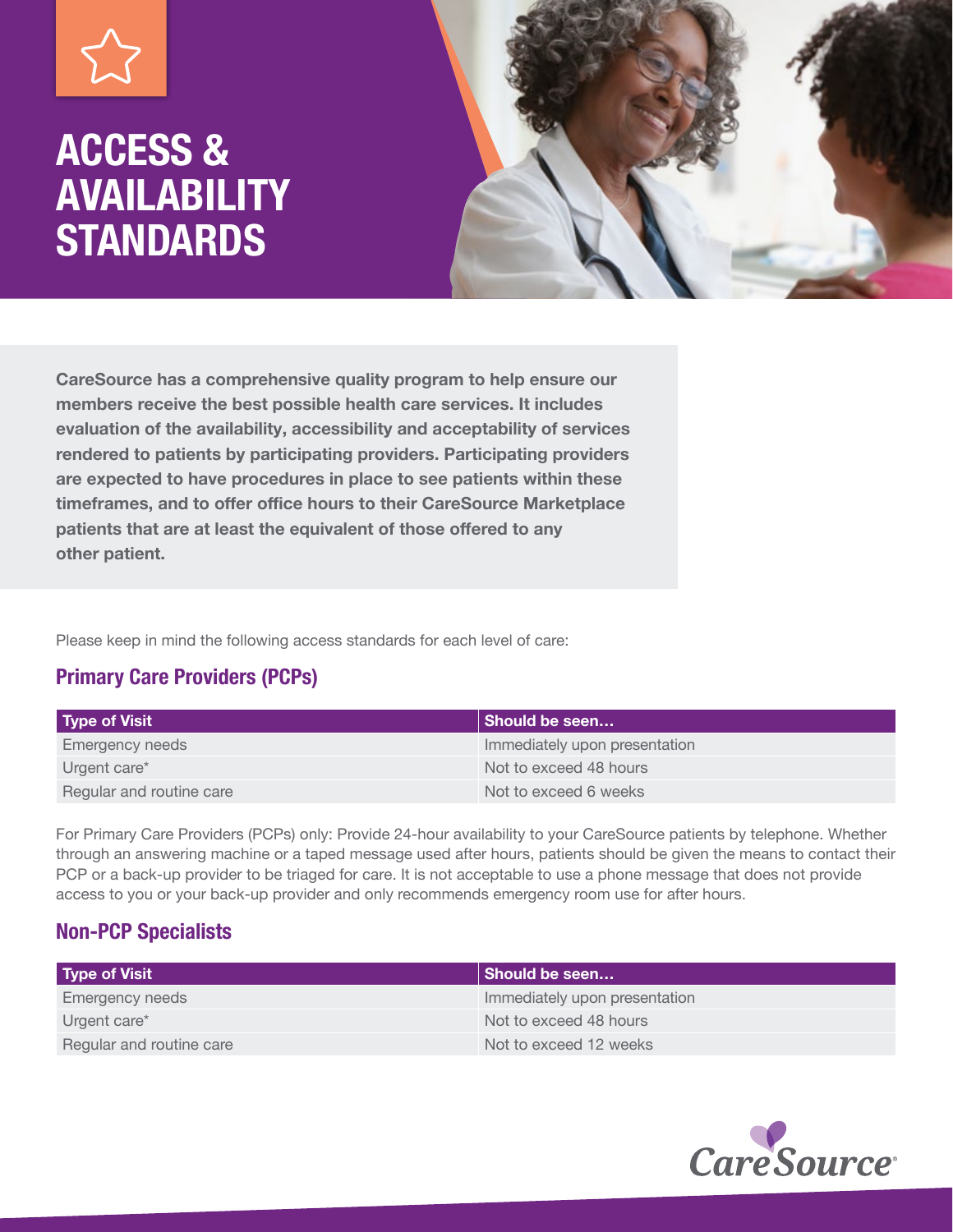# ACCESS & AVAILABILITY STANDARDS

**CareSource has a comprehensive quality program to help ensure our members receive the best possible health care services. It includes evaluation of the availability, accessibility and acceptability of services rendered to patients by participating providers. Participating providers are expected to have procedures in place to see patients within these timeframes, and to offer office hours to their CareSource Marketplace patients that are at least the equivalent of those offered to any other patient.**

Please keep in mind the following access standards for each level of care:

## Primary Care Providers (PCPs)

| Type of Visit | Should be seen… |
|---|---|
| Emergency needs | Immediately upon presentation |
| Urgent care* | Not to exceed 48 hours |
| Regular and routine care | Not to exceed 6 weeks |

For Primary Care Providers (PCPs) only: Provide 24-hour availability to your CareSource patients by telephone. Whether through an answering machine or a taped message used after hours, patients should be given the means to contact their PCP or a back-up provider to be triaged for care. It is not acceptable to use a phone message that does not provide access to you or your back-up provider and only recommends emergency room use for after hours.

## Non-PCP Specialists

| Type of Visit | Should be seen… |
|---|---|
| Emergency needs | Immediately upon presentation |
| Urgent care* | Not to exceed 48 hours |
| Regular and routine care | Not to exceed 12 weeks |

CareSource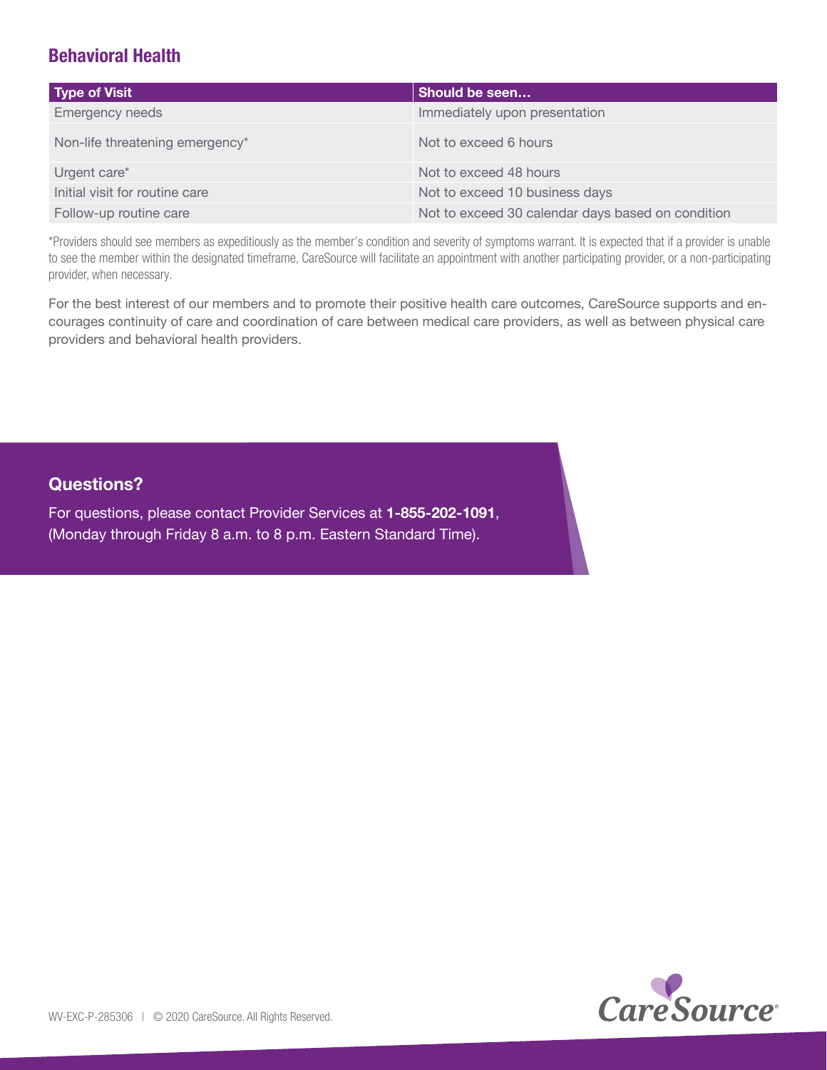## Behavioral Health

| Type of Visit | Should be seen… |
| --- | --- |
| Emergency needs | Immediately upon presentation |
| Non-life threatening emergency* | Not to exceed 6 hours |
| Urgent care* | Not to exceed 48 hours |
| Initial visit for routine care | Not to exceed 10 business days |
| Follow-up routine care | Not to exceed 30 calendar days based on condition |

*Providers should see members as expeditiously as the member's condition and severity of symptoms warrant. It is expected that if a provider is unable to see the member within the designated timeframe, CareSource will facilitate an appointment with another participating provider, or a non-participating provider, when necessary.

For the best interest of our members and to promote their positive health care outcomes, CareSource supports and encourages continuity of care and coordination of care between medical care providers, as well as between physical care providers and behavioral health providers.

### Questions?

For questions, please contact Provider Services at **1-855-202-1091**, (Monday through Friday 8 a.m. to 8 p.m. Eastern Standard Time).

WV-EXC-P-285306 | © 2020 CareSource. All Rights Reserved.